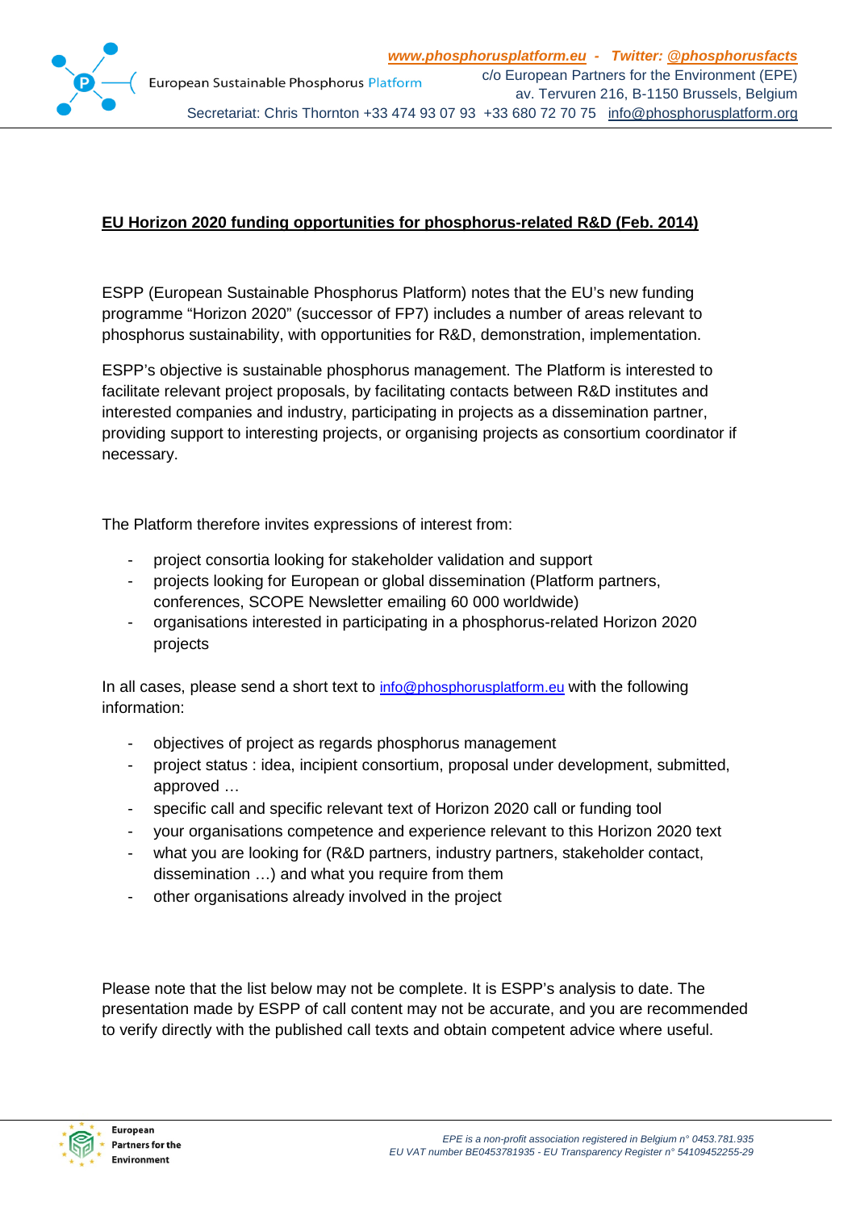**EU Horizon 2020 funding opportunities for phosphorus-related R&D (Feb. 2014)**

ESPP (European Sustainable Phosphorus Platform) notes that the EU's new funding programme "Horizon 2020" (successor of FP7) includes a number of areas relevant to phosphorus sustainability, with opportunities for R&D, demonstration, implementation.

ESPP's objective is sustainable phosphorus management. The Platform is interested to facilitate relevant project proposals, by facilitating contacts between R&D institutes and interested companies and industry, participating in projects as a dissemination partner, providing support to interesting projects, or organising projects as consortium coordinator if necessary.

The Platform therefore invites expressions of interest from:

- project consortia looking for stakeholder validation and support
- projects looking for European or global dissemination (Platform partners, conferences, SCOPE Newsletter emailing 60 000 worldwide)
- organisations interested in participating in a phosphorus-related Horizon 2020 projects

In all cases, please send a short text to info@phosphorusplatform.eu with the following information:

- objectives of project as regards phosphorus management
- project status : idea, incipient consortium, proposal under development, submitted, approved …
- specific call and specific relevant text of Horizon 2020 call or funding tool
- your organisations competence and experience relevant to this Horizon 2020 text
- what you are looking for (R&D partners, industry partners, stakeholder contact, dissemination …) and what you require from them
- other organisations already involved in the project

Please note that the list below may not be complete. It is ESPP's analysis to date. The presentation made by ESPP of call content may not be accurate, and you are recommended to verify directly with the published call texts and obtain competent advice where useful.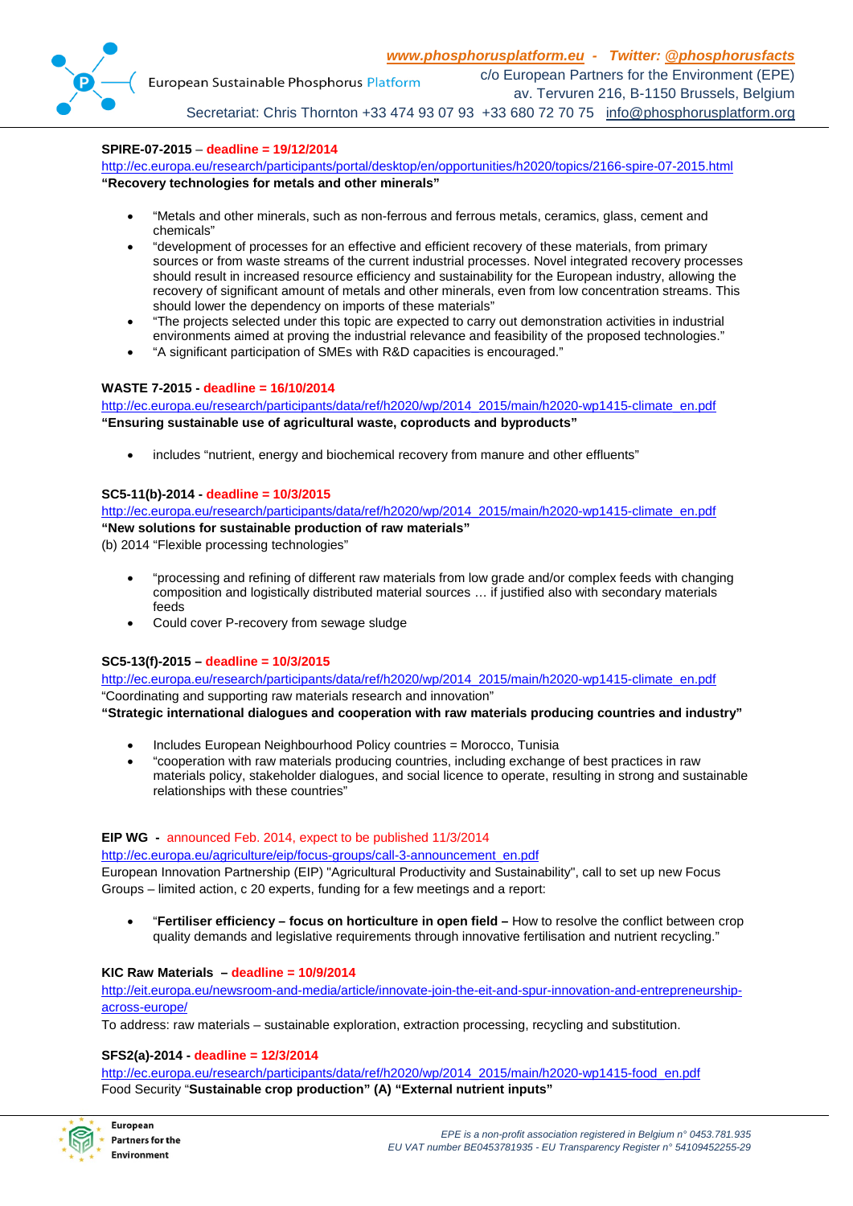**SPIRE-07-2015** – **deadline = 19/12/2014**

http://ec.europa.eu/research/participants/portal/desktop/en/opportunities/h2020/topics/2166-spire-07-2015.html

**"Recovery technologies for metals and other minerals"**

- "Metals and other minerals, such as non-ferrous and ferrous metals, ceramics, glass, cement and chemicals"
- "development of processes for an effective and efficient recovery of these materials, from primary sources or from waste streams of the current industrial processes. Novel integrated recovery processes should result in increased resource efficiency and sustainability for the European industry, allowing the recovery of significant amount of metals and other minerals, even from low concentration streams. This should lower the dependency on imports of these materials"
- "The projects selected under this topic are expected to carry out demonstration activities in industrial environments aimed at proving the industrial relevance and feasibility of the proposed technologies."
- "A significant participation of SMEs with R&D capacities is encouraged."

**WASTE 7-2015 - deadline = 16/10/2014**

http://ec.europa.eu/research/participants/data/ref/h2020/wp/2014_2015/main/h2020-wp1415-climate_en.pdf

**"Ensuring sustainable use of agricultural waste, coproducts and byproducts"**

- includes "nutrient, energy and biochemical recovery from manure and other effluents"

**SC5-11(b)-2014 - deadline = 10/3/2015**

http://ec.europa.eu/research/participants/data/ref/h2020/wp/2014_2015/main/h2020-wp1415-climate_en.pdf

**"New solutions for sustainable production of raw materials"**

(b) 2014 "Flexible processing technologies"

- "processing and refining of different raw materials from low grade and/or complex feeds with changing composition and logistically distributed material sources … if justified also with secondary materials feeds
- Could cover P-recovery from sewage sludge

**SC5-13(f)-2015 – deadline = 10/3/2015**

http://ec.europa.eu/research/participants/data/ref/h2020/wp/2014_2015/main/h2020-wp1415-climate_en.pdf

"Coordinating and supporting raw materials research and innovation"

**"Strategic international dialogues and cooperation with raw materials producing countries and industry"**

- Includes European Neighbourhood Policy countries = Morocco, Tunisia
- "cooperation with raw materials producing countries, including exchange of best practices in raw materials policy, stakeholder dialogues, and social licence to operate, resulting in strong and sustainable relationships with these countries"

**EIP WG** - announced Feb. 2014, expect to be published 11/3/2014

http://ec.europa.eu/agriculture/eip/focus-groups/call-3-announcement_en.pdf

European Innovation Partnership (EIP) "Agricultural Productivity and Sustainability", call to set up new Focus Groups – limited action, c 20 experts, funding for a few meetings and a report:

- "**Fertiliser efficiency – focus on horticulture in open field –** How to resolve the conflict between crop quality demands and legislative requirements through innovative fertilisation and nutrient recycling."

**KIC Raw Materials – deadline = 10/9/2014**

http://eit.europa.eu/newsroom-and-media/article/innovate-join-the-eit-and-spur-innovation-and-entrepreneurship-across-europe/

To address: raw materials – sustainable exploration, extraction processing, recycling and substitution.

**SFS2(a)-2014 - deadline = 12/3/2014**

http://ec.europa.eu/research/participants/data/ref/h2020/wp/2014_2015/main/h2020-wp1415-food_en.pdf

Food Security "**Sustainable crop production" (A) "External nutrient inputs"**